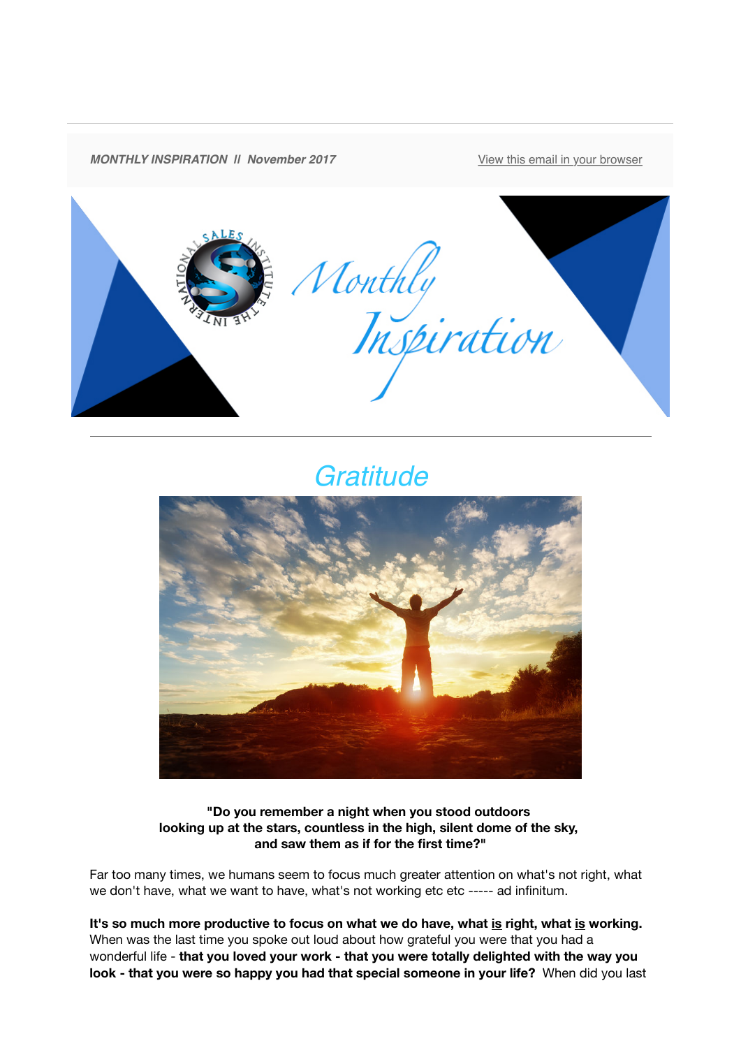*MONTHLY INSPIRATION II November 2017*

View this email in your browser

# Monthly Inspiration

## *Gratitude*

**"Do you remember a night when you stood outdoors looking up at the stars, countless in the high, silent dome of the sky, and saw them as if for the first time?"**

Far too many times, we humans seem to focus much greater attention on what's not right, what we don't have, what we want to have, what's not working etc etc ----- ad infinitum.

**It's so much more productive to focus on what we do have, what is right, what is working.** When was the last time you spoke out loud about how grateful you were that you had a wonderful life - **that you loved your work - that you were totally delighted with the way you look - that you were so happy you had that special someone in your life?** When did you last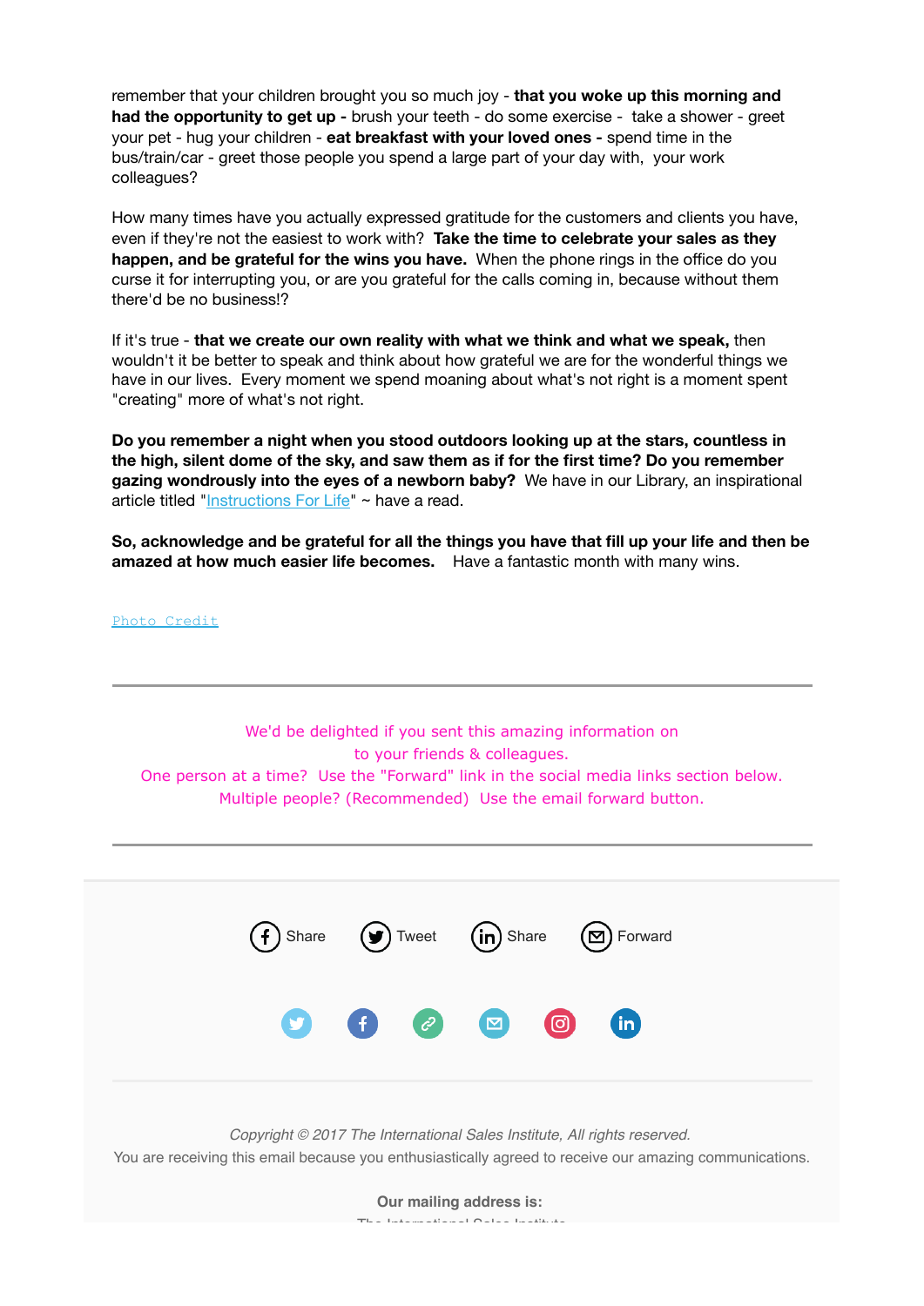remember that your children brought you so much joy - **that you woke up this morning and had the opportunity to get up -** brush your teeth - do some exercise - take a shower - greet your pet - hug your children - **eat breakfast with your loved ones -** spend time in the bus/train/car - greet those people you spend a large part of your day with, your work colleagues?

How many times have you actually expressed gratitude for the customers and clients you have, even if they're not the easiest to work with? **Take the time to celebrate your sales as they happen, and be grateful for the wins you have.** When the phone rings in the office do you curse it for interrupting you, or are you grateful for the calls coming in, because without them there'd be no business!?

If it's true - **that we create our own reality with what we think and what we speak,** then wouldn't it be better to speak and think about how grateful we are for the wonderful things we have in our lives. Every moment we spend moaning about what's not right is a moment spent "creating" more of what's not right.

**Do you remember a night when you stood outdoors looking up at the stars, countless in the high, silent dome of the sky, and saw them as if for the first time? Do you remember gazing wondrously into the eyes of a newborn baby?** We have in our Library, an inspirational article titled "Instructions For Life" ~ have a read.

**So, acknowledge and be grateful for all the things you have that fill up your life and then be amazed at how much easier life becomes.** Have a fantastic month with many wins.

Photo Credit

---

We'd be delighted if you sent this amazing information on
to your friends & colleagues.
One person at a time? Use the "Forward" link in the social media links section below.
Multiple people? (Recommended) Use the email forward button.

---

Share Tweet Share Forward

*Copyright © 2017 The International Sales Institute, All rights reserved.*
You are receiving this email because you enthusiastically agreed to receive our amazing communications.

**Our mailing address is:**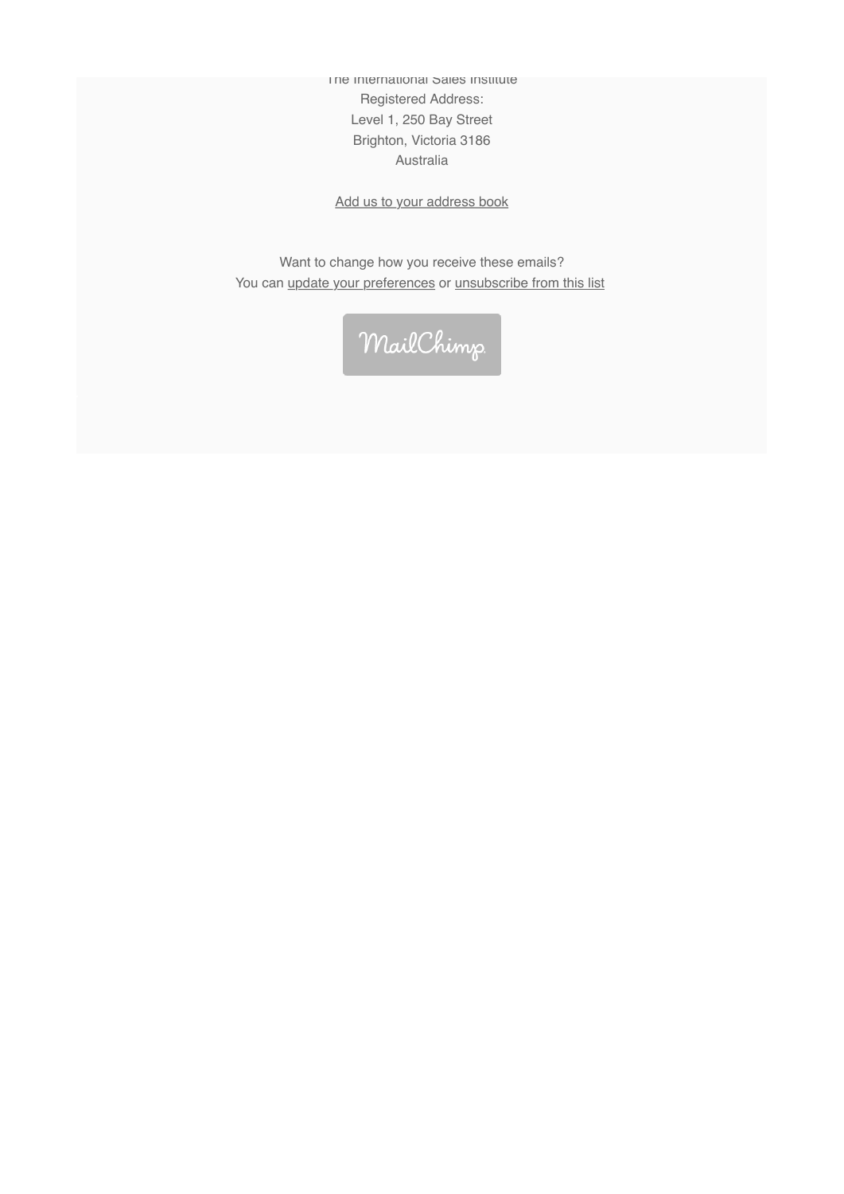The International Sales Institute
Registered Address:
Level 1, 250 Bay Street
Brighton, Victoria 3186
Australia

Add us to your address book

Want to change how you receive these emails?
You can update your preferences or unsubscribe from this list

MailChimp